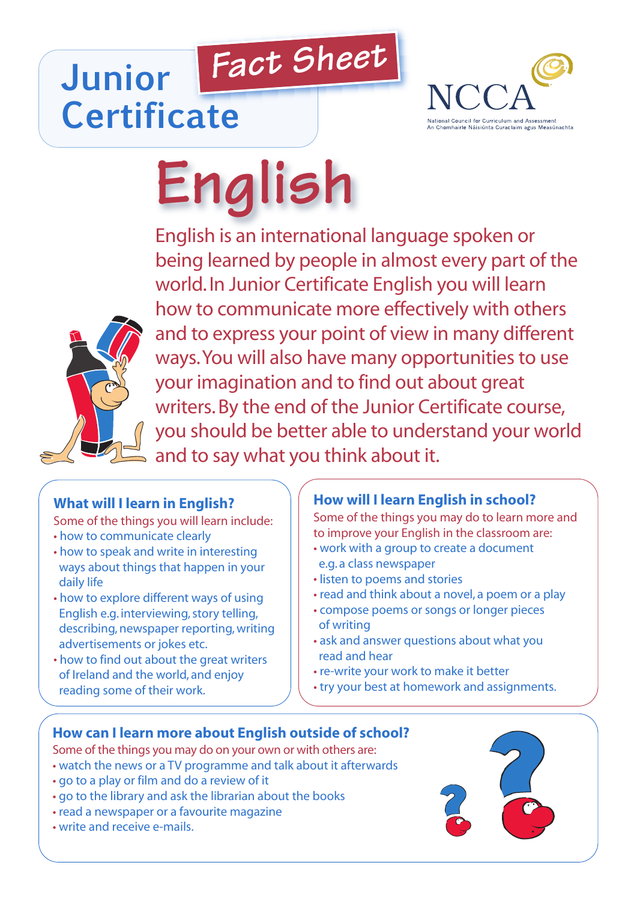# Junior Certificate

## Fact Sheet

NCCA
National Council for Curriculum and Assessment
An Chomhairle Náisiúnta Curaclaim agus Measúnachta

# English

English is an international language spoken or being learned by people in almost every part of the world. In Junior Certificate English you will learn how to communicate more effectively with others and to express your point of view in many different ways. You will also have many opportunities to use your imagination and to find out about great writers. By the end of the Junior Certificate course, you should be better able to understand your world and to say what you think about it.

### What will I learn in English?

Some of the things you will learn include:

- how to communicate clearly
- how to speak and write in interesting ways about things that happen in your daily life
- how to explore different ways of using English e.g. interviewing, story telling, describing, newspaper reporting, writing advertisements or jokes etc.
- how to find out about the great writers of Ireland and the world, and enjoy reading some of their work.

### How will I learn English in school?

Some of the things you may do to learn more and to improve your English in the classroom are:

- work with a group to create a document e.g. a class newspaper
- listen to poems and stories
- read and think about a novel, a poem or a play
- compose poems or songs or longer pieces of writing
- ask and answer questions about what you read and hear
- re-write your work to make it better
- try your best at homework and assignments.

### How can I learn more about English outside of school?

Some of the things you may do on your own or with others are:

- watch the news or a TV programme and talk about it afterwards
- go to a play or film and do a review of it
- go to the library and ask the librarian about the books
- read a newspaper or a favourite magazine
- write and receive e-mails.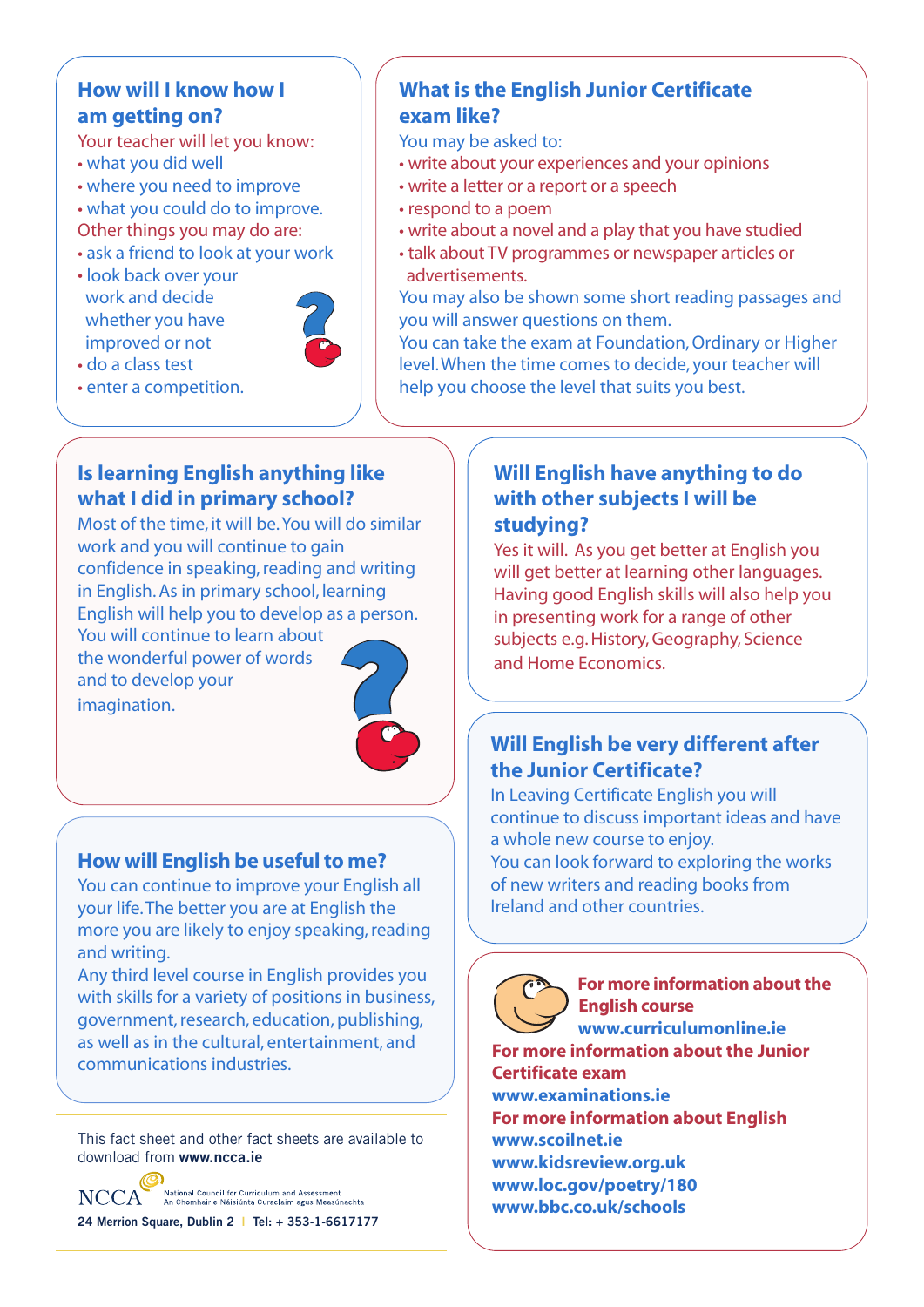## How will I know how I am getting on?

Your teacher will let you know:

- what you did well
- where you need to improve
- what you could do to improve.

Other things you may do are:

- ask a friend to look at your work
- look back over your work and decide whether you have improved or not
- do a class test
- enter a competition.

## What is the English Junior Certificate exam like?

You may be asked to:

- write about your experiences and your opinions
- write a letter or a report or a speech
- respond to a poem
- write about a novel and a play that you have studied
- talk about TV programmes or newspaper articles or advertisements.

You may also be shown some short reading passages and you will answer questions on them.

You can take the exam at Foundation, Ordinary or Higher level. When the time comes to decide, your teacher will help you choose the level that suits you best.

## Is learning English anything like what I did in primary school?

Most of the time, it will be. You will do similar work and you will continue to gain confidence in speaking, reading and writing in English. As in primary school, learning English will help you to develop as a person. You will continue to learn about the wonderful power of words and to develop your imagination.

## Will English have anything to do with other subjects I will be studying?

Yes it will. As you get better at English you will get better at learning other languages. Having good English skills will also help you in presenting work for a range of other subjects e.g. History, Geography, Science and Home Economics.

## Will English be very different after the Junior Certificate?

In Leaving Certificate English you will continue to discuss important ideas and have a whole new course to enjoy.

You can look forward to exploring the works of new writers and reading books from Ireland and other countries.

## How will English be useful to me?

You can continue to improve your English all your life. The better you are at English the more you are likely to enjoy speaking, reading and writing.

Any third level course in English provides you with skills for a variety of positions in business, government, research, education, publishing, as well as in the cultural, entertainment, and communications industries.

**For more information about the English course**
**www.curriculumonline.ie**

**For more information about the Junior Certificate exam**
**www.examinations.ie**

**For more information about English**
**www.scoilnet.ie**
**www.kidsreview.org.uk**
**www.loc.gov/poetry/180**
**www.bbc.co.uk/schools**

This fact sheet and other fact sheets are available to download from **www.ncca.ie**

NCCA National Council for Curriculum and Assessment
An Chomhairle Náisiúnta Curaclaim agus Measúnachta

**24 Merrion Square, Dublin 2 | Tel: + 353-1-6617177**